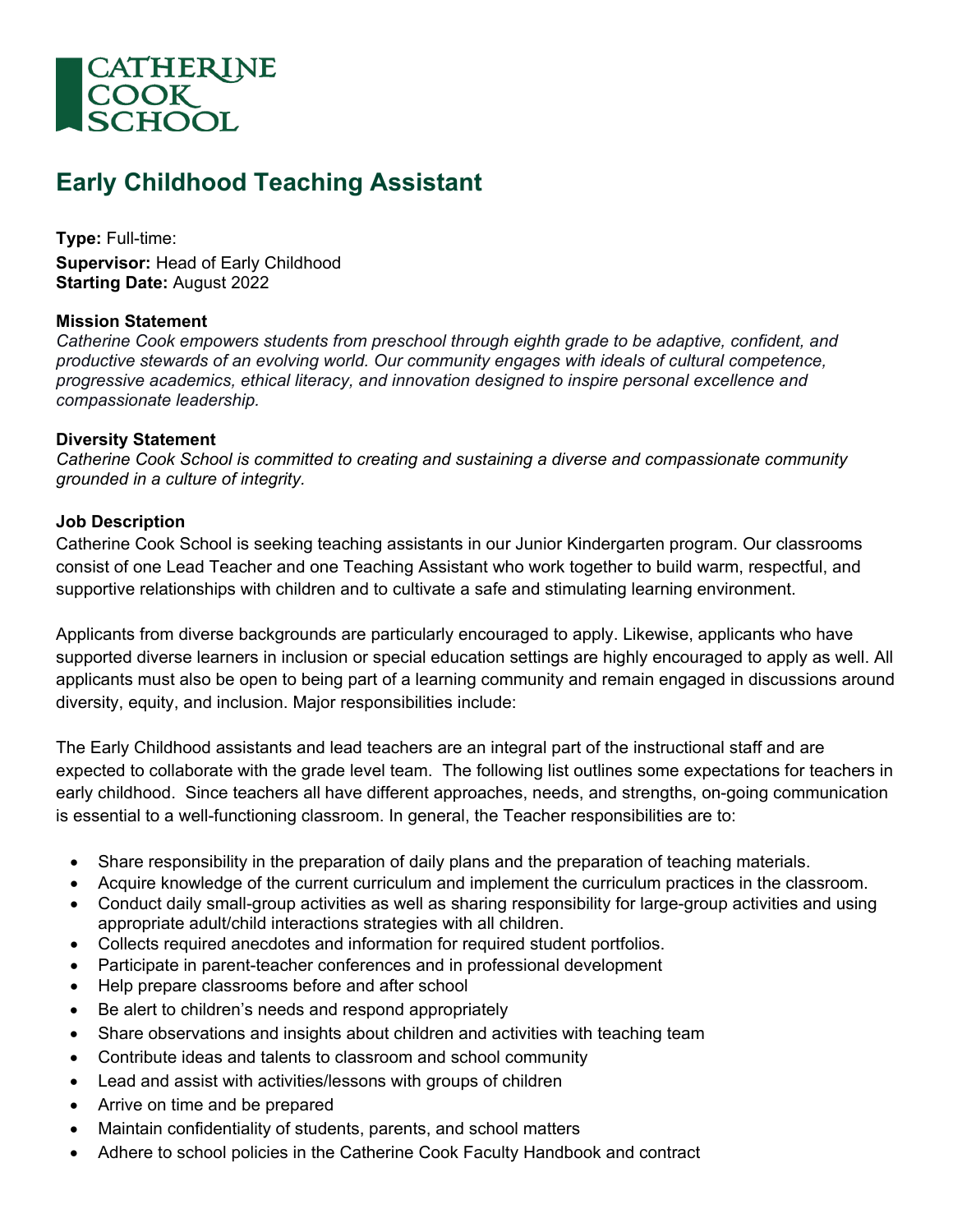# Early Childhood Teaching Assistant

**Type:** Full-time:
**Supervisor:** Head of Early Childhood
**Starting Date:** August 2022

**Mission Statement**
*Catherine Cook empowers students from preschool through eighth grade to be adaptive, confident, and productive stewards of an evolving world. Our community engages with ideals of cultural competence, progressive academics, ethical literacy, and innovation designed to inspire personal excellence and compassionate leadership.*

**Diversity Statement**
*Catherine Cook School is committed to creating and sustaining a diverse and compassionate community grounded in a culture of integrity.*

**Job Description**
Catherine Cook School is seeking teaching assistants in our Junior Kindergarten program. Our classrooms consist of one Lead Teacher and one Teaching Assistant who work together to build warm, respectful, and supportive relationships with children and to cultivate a safe and stimulating learning environment.

Applicants from diverse backgrounds are particularly encouraged to apply. Likewise, applicants who have supported diverse learners in inclusion or special education settings are highly encouraged to apply as well. All applicants must also be open to being part of a learning community and remain engaged in discussions around diversity, equity, and inclusion. Major responsibilities include:

The Early Childhood assistants and lead teachers are an integral part of the instructional staff and are expected to collaborate with the grade level team. The following list outlines some expectations for teachers in early childhood. Since teachers all have different approaches, needs, and strengths, on-going communication is essential to a well-functioning classroom. In general, the Teacher responsibilities are to:

- Share responsibility in the preparation of daily plans and the preparation of teaching materials.
- Acquire knowledge of the current curriculum and implement the curriculum practices in the classroom.
- Conduct daily small-group activities as well as sharing responsibility for large-group activities and using appropriate adult/child interactions strategies with all children.
- Collects required anecdotes and information for required student portfolios.
- Participate in parent-teacher conferences and in professional development
- Help prepare classrooms before and after school
- Be alert to children's needs and respond appropriately
- Share observations and insights about children and activities with teaching team
- Contribute ideas and talents to classroom and school community
- Lead and assist with activities/lessons with groups of children
- Arrive on time and be prepared
- Maintain confidentiality of students, parents, and school matters
- Adhere to school policies in the Catherine Cook Faculty Handbook and contract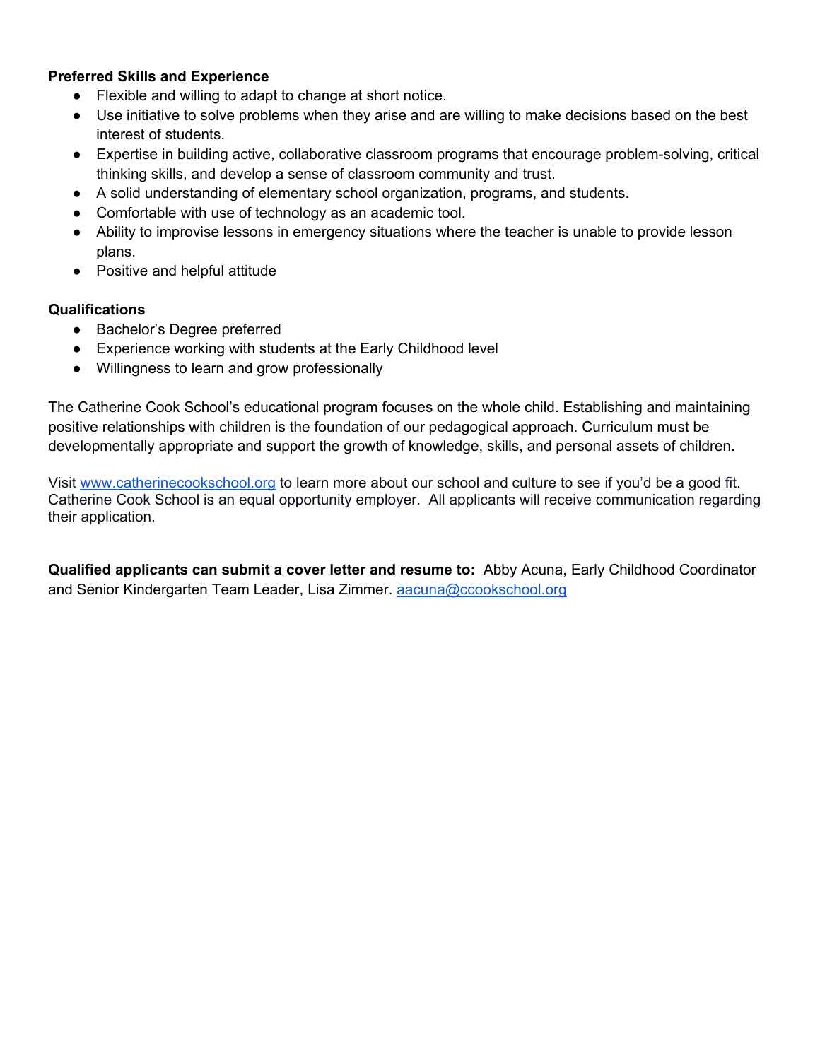**Preferred Skills and Experience**

- Flexible and willing to adapt to change at short notice.
- Use initiative to solve problems when they arise and are willing to make decisions based on the best interest of students.
- Expertise in building active, collaborative classroom programs that encourage problem-solving, critical thinking skills, and develop a sense of classroom community and trust.
- A solid understanding of elementary school organization, programs, and students.
- Comfortable with use of technology as an academic tool.
- Ability to improvise lessons in emergency situations where the teacher is unable to provide lesson plans.
- Positive and helpful attitude

**Qualifications**

- Bachelor's Degree preferred
- Experience working with students at the Early Childhood level
- Willingness to learn and grow professionally

The Catherine Cook School's educational program focuses on the whole child. Establishing and maintaining positive relationships with children is the foundation of our pedagogical approach. Curriculum must be developmentally appropriate and support the growth of knowledge, skills, and personal assets of children.

Visit [www.catherinecookschool.org](http://www.catherinecookschool.org) to learn more about our school and culture to see if you'd be a good fit. Catherine Cook School is an equal opportunity employer. All applicants will receive communication regarding their application.

**Qualified applicants can submit a cover letter and resume to:** Abby Acuna, Early Childhood Coordinator and Senior Kindergarten Team Leader, Lisa Zimmer. [aacuna@ccookschool.org](mailto:aacuna@ccookschool.org)